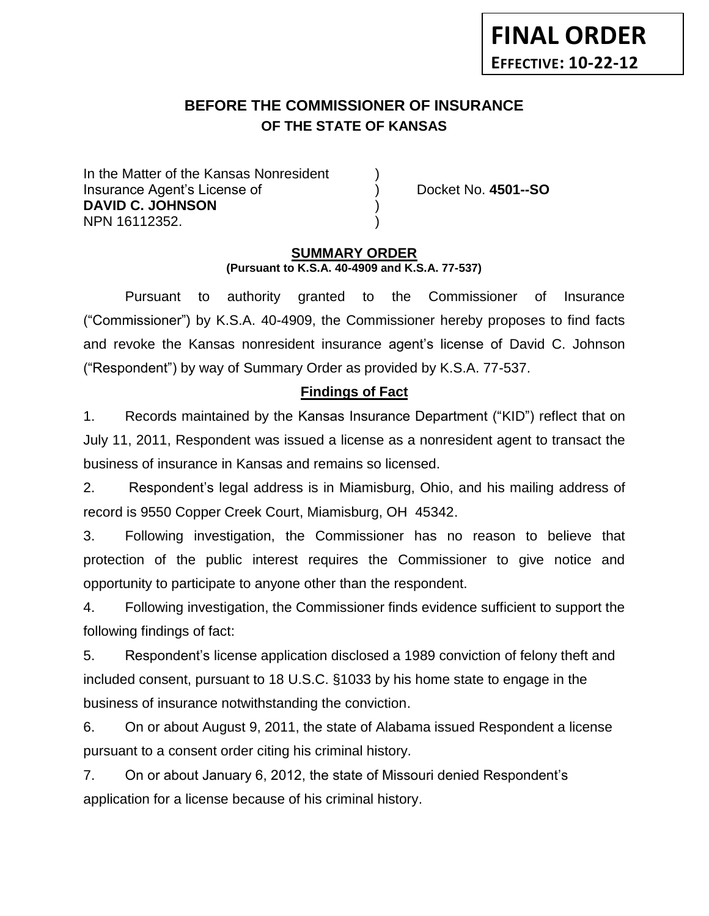**FINAL ORDER**
**EFFECTIVE: 10-22-12**

# BEFORE THE COMMISSIONER OF INSURANCE
## OF THE STATE OF KANSAS

In the Matter of the Kansas Nonresident )
Insurance Agent's License of ) Docket No. **4501--SO**
**DAVID C. JOHNSON** )
NPN 16112352. )

## SUMMARY ORDER
**(Pursuant to K.S.A. 40-4909 and K.S.A. 77-537)**

Pursuant to authority granted to the Commissioner of Insurance ("Commissioner") by K.S.A. 40-4909, the Commissioner hereby proposes to find facts and revoke the Kansas nonresident insurance agent's license of David C. Johnson ("Respondent") by way of Summary Order as provided by K.S.A. 77-537.

### Findings of Fact

1. Records maintained by the Kansas Insurance Department ("KID") reflect that on July 11, 2011, Respondent was issued a license as a nonresident agent to transact the business of insurance in Kansas and remains so licensed.

2. Respondent's legal address is in Miamisburg, Ohio, and his mailing address of record is 9550 Copper Creek Court, Miamisburg, OH 45342.

3. Following investigation, the Commissioner has no reason to believe that protection of the public interest requires the Commissioner to give notice and opportunity to participate to anyone other than the respondent.

4. Following investigation, the Commissioner finds evidence sufficient to support the following findings of fact:

5. Respondent's license application disclosed a 1989 conviction of felony theft and included consent, pursuant to 18 U.S.C. §1033 by his home state to engage in the business of insurance notwithstanding the conviction.

6. On or about August 9, 2011, the state of Alabama issued Respondent a license pursuant to a consent order citing his criminal history.

7. On or about January 6, 2012, the state of Missouri denied Respondent's application for a license because of his criminal history.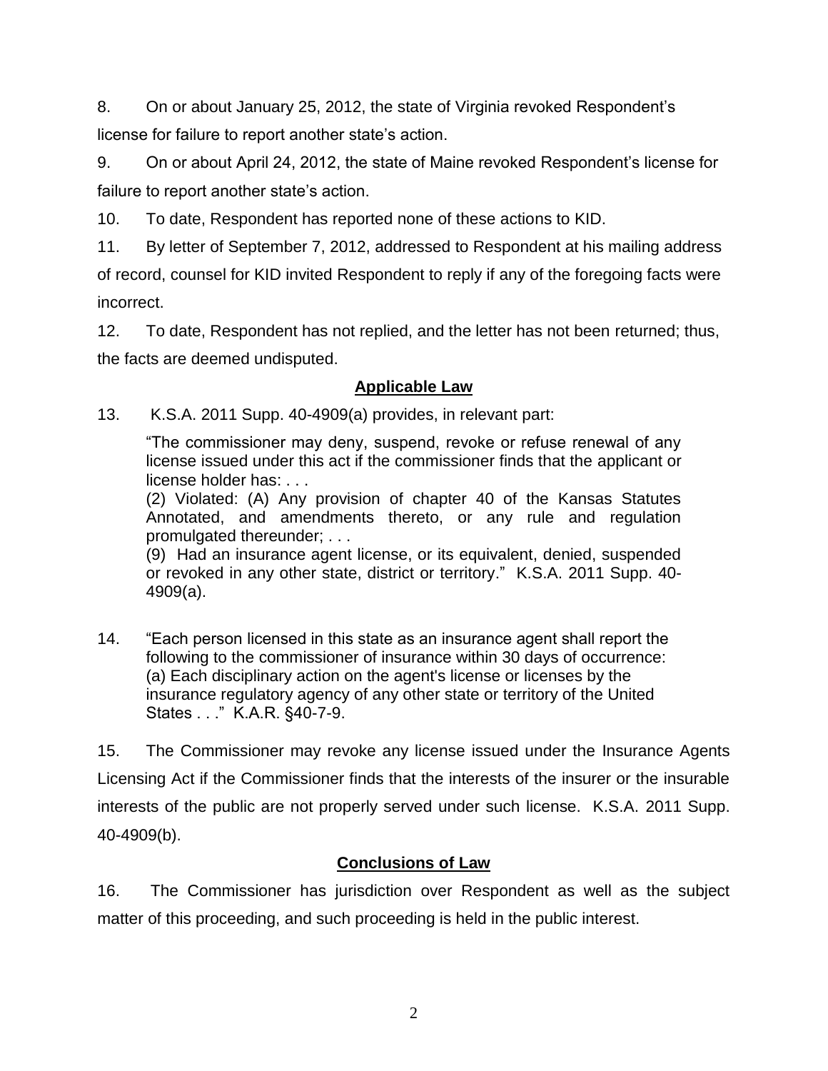8. On or about January 25, 2012, the state of Virginia revoked Respondent's license for failure to report another state's action.

9. On or about April 24, 2012, the state of Maine revoked Respondent's license for failure to report another state's action.

10. To date, Respondent has reported none of these actions to KID.

11. By letter of September 7, 2012, addressed to Respondent at his mailing address of record, counsel for KID invited Respondent to reply if any of the foregoing facts were incorrect.

12. To date, Respondent has not replied, and the letter has not been returned; thus, the facts are deemed undisputed.

## Applicable Law

13. K.S.A. 2011 Supp. 40-4909(a) provides, in relevant part:

> "The commissioner may deny, suspend, revoke or refuse renewal of any license issued under this act if the commissioner finds that the applicant or license holder has: . . .
> (2) Violated: (A) Any provision of chapter 40 of the Kansas Statutes Annotated, and amendments thereto, or any rule and regulation promulgated thereunder; . . .
> (9) Had an insurance agent license, or its equivalent, denied, suspended or revoked in any other state, district or territory." K.S.A. 2011 Supp. 40-4909(a).

14. "Each person licensed in this state as an insurance agent shall report the following to the commissioner of insurance within 30 days of occurrence: (a) Each disciplinary action on the agent's license or licenses by the insurance regulatory agency of any other state or territory of the United States . . ." K.A.R. §40-7-9.

15. The Commissioner may revoke any license issued under the Insurance Agents Licensing Act if the Commissioner finds that the interests of the insurer or the insurable interests of the public are not properly served under such license. K.S.A. 2011 Supp. 40-4909(b).

## Conclusions of Law

16. The Commissioner has jurisdiction over Respondent as well as the subject matter of this proceeding, and such proceeding is held in the public interest.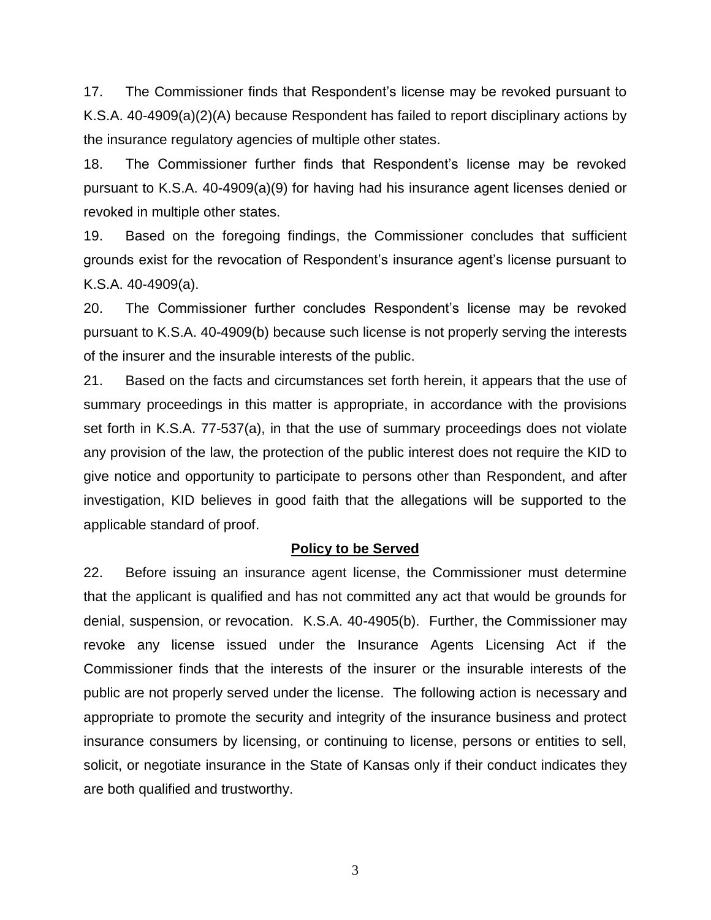17. The Commissioner finds that Respondent's license may be revoked pursuant to K.S.A. 40-4909(a)(2)(A) because Respondent has failed to report disciplinary actions by the insurance regulatory agencies of multiple other states.

18. The Commissioner further finds that Respondent's license may be revoked pursuant to K.S.A. 40-4909(a)(9) for having had his insurance agent licenses denied or revoked in multiple other states.

19. Based on the foregoing findings, the Commissioner concludes that sufficient grounds exist for the revocation of Respondent's insurance agent's license pursuant to K.S.A. 40-4909(a).

20. The Commissioner further concludes Respondent's license may be revoked pursuant to K.S.A. 40-4909(b) because such license is not properly serving the interests of the insurer and the insurable interests of the public.

21. Based on the facts and circumstances set forth herein, it appears that the use of summary proceedings in this matter is appropriate, in accordance with the provisions set forth in K.S.A. 77-537(a), in that the use of summary proceedings does not violate any provision of the law, the protection of the public interest does not require the KID to give notice and opportunity to participate to persons other than Respondent, and after investigation, KID believes in good faith that the allegations will be supported to the applicable standard of proof.

**Policy to be Served**

22. Before issuing an insurance agent license, the Commissioner must determine that the applicant is qualified and has not committed any act that would be grounds for denial, suspension, or revocation. K.S.A. 40-4905(b). Further, the Commissioner may revoke any license issued under the Insurance Agents Licensing Act if the Commissioner finds that the interests of the insurer or the insurable interests of the public are not properly served under the license. The following action is necessary and appropriate to promote the security and integrity of the insurance business and protect insurance consumers by licensing, or continuing to license, persons or entities to sell, solicit, or negotiate insurance in the State of Kansas only if their conduct indicates they are both qualified and trustworthy.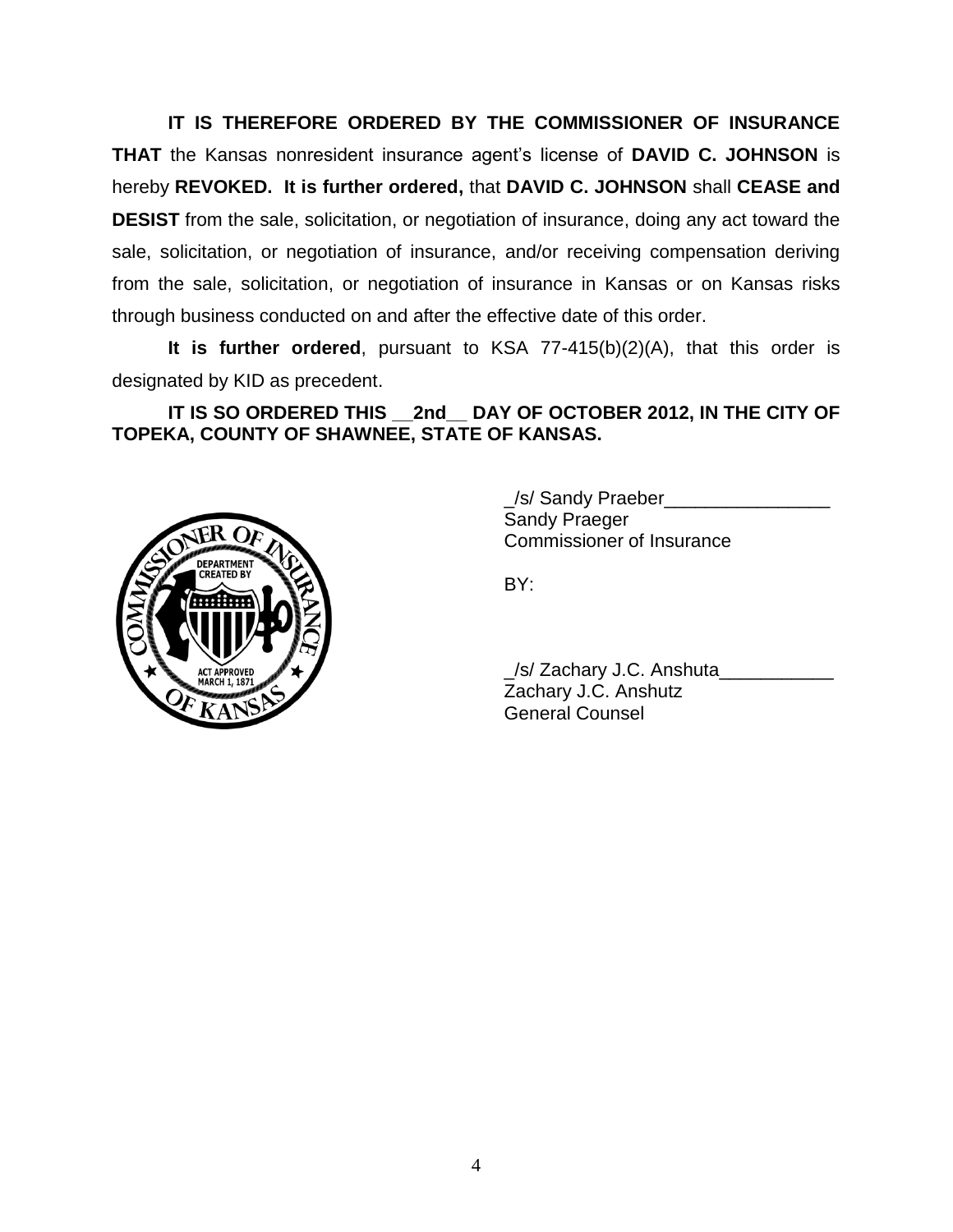**IT IS THEREFORE ORDERED BY THE COMMISSIONER OF INSURANCE THAT** the Kansas nonresident insurance agent's license of **DAVID C. JOHNSON** is hereby **REVOKED. It is further ordered,** that **DAVID C. JOHNSON** shall **CEASE and DESIST** from the sale, solicitation, or negotiation of insurance, doing any act toward the sale, solicitation, or negotiation of insurance, and/or receiving compensation deriving from the sale, solicitation, or negotiation of insurance in Kansas or on Kansas risks through business conducted on and after the effective date of this order.

**It is further ordered**, pursuant to KSA 77-415(b)(2)(A), that this order is designated by KID as precedent.

**IT IS SO ORDERED THIS __2nd__ DAY OF OCTOBER 2012, IN THE CITY OF TOPEKA, COUNTY OF SHAWNEE, STATE OF KANSAS.**

_/s/ Sandy Praeber________________
Sandy Praeger
Commissioner of Insurance

BY:

_/s/ Zachary J.C. Anshuta___________
Zachary J.C. Anshutz
General Counsel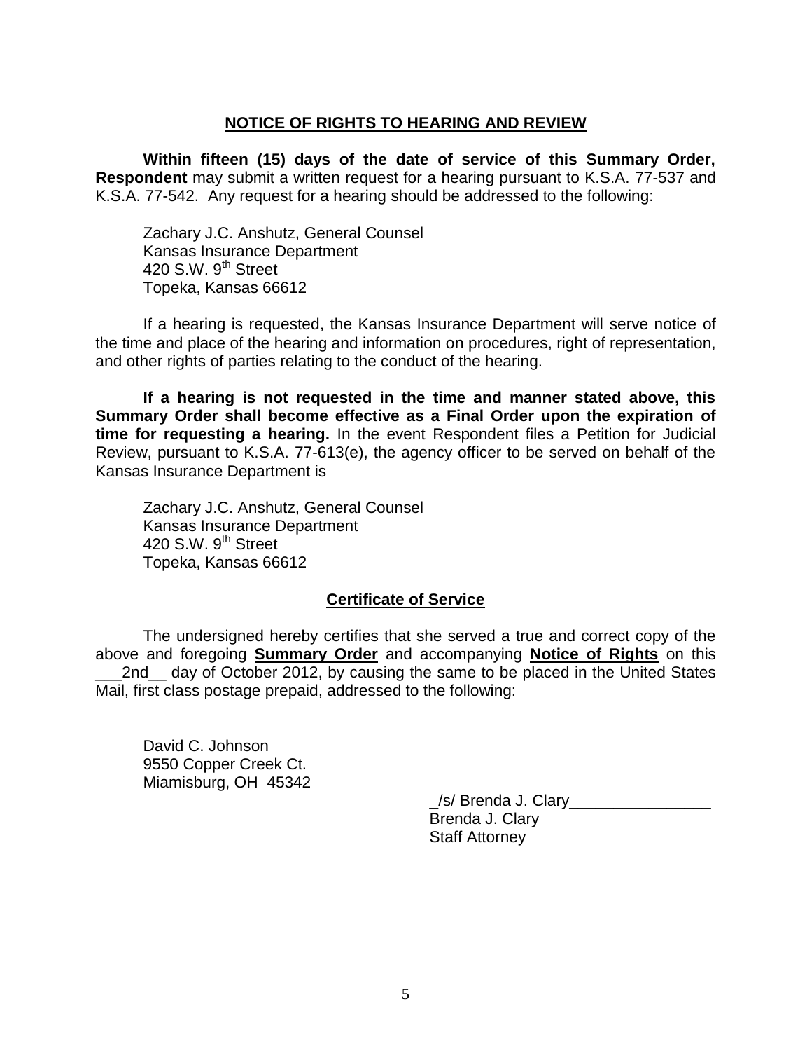## NOTICE OF RIGHTS TO HEARING AND REVIEW

**Within fifteen (15) days of the date of service of this Summary Order, Respondent** may submit a written request for a hearing pursuant to K.S.A. 77-537 and K.S.A. 77-542. Any request for a hearing should be addressed to the following:

Zachary J.C. Anshutz, General Counsel
Kansas Insurance Department
420 S.W. 9th Street
Topeka, Kansas 66612

If a hearing is requested, the Kansas Insurance Department will serve notice of the time and place of the hearing and information on procedures, right of representation, and other rights of parties relating to the conduct of the hearing.

**If a hearing is not requested in the time and manner stated above, this Summary Order shall become effective as a Final Order upon the expiration of time for requesting a hearing.** In the event Respondent files a Petition for Judicial Review, pursuant to K.S.A. 77-613(e), the agency officer to be served on behalf of the Kansas Insurance Department is

Zachary J.C. Anshutz, General Counsel
Kansas Insurance Department
420 S.W. 9th Street
Topeka, Kansas 66612

## Certificate of Service

The undersigned hereby certifies that she served a true and correct copy of the above and foregoing **Summary Order** and accompanying **Notice of Rights** on this ___2nd__ day of October 2012, by causing the same to be placed in the United States Mail, first class postage prepaid, addressed to the following:

David C. Johnson
9550 Copper Creek Ct.
Miamisburg, OH 45342

_/s/ Brenda J. Clary________________
Brenda J. Clary
Staff Attorney